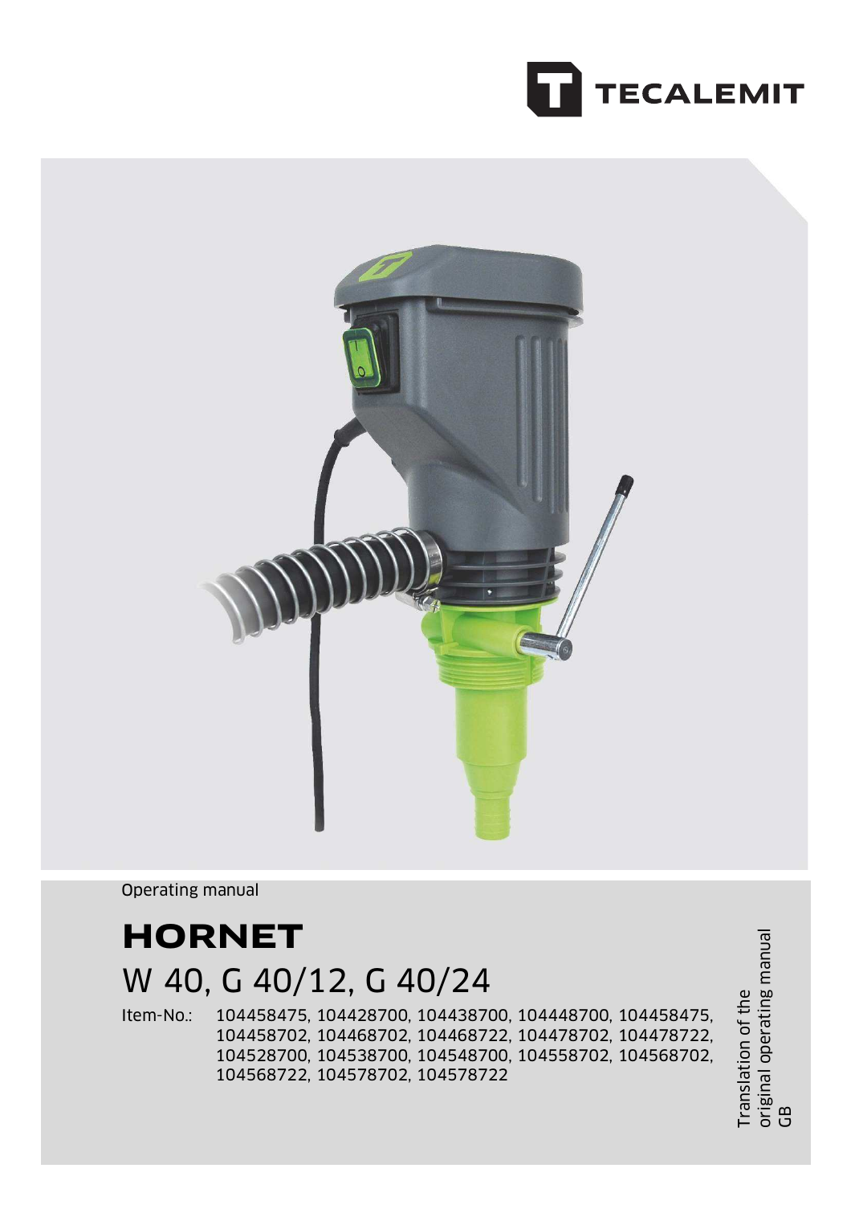TECALEMIT

Operating manual

# HORNET

## W 40, G 40/12, G 40/24

Item-No.: 104458475, 104428700, 104438700, 104448700, 104458475, 104458702, 104468702, 104468722, 104478702, 104478722, 104528700, 104538700, 104548700, 104558702, 104568702, 104568722, 104578702, 104578722

Translation of the original operating manual
GB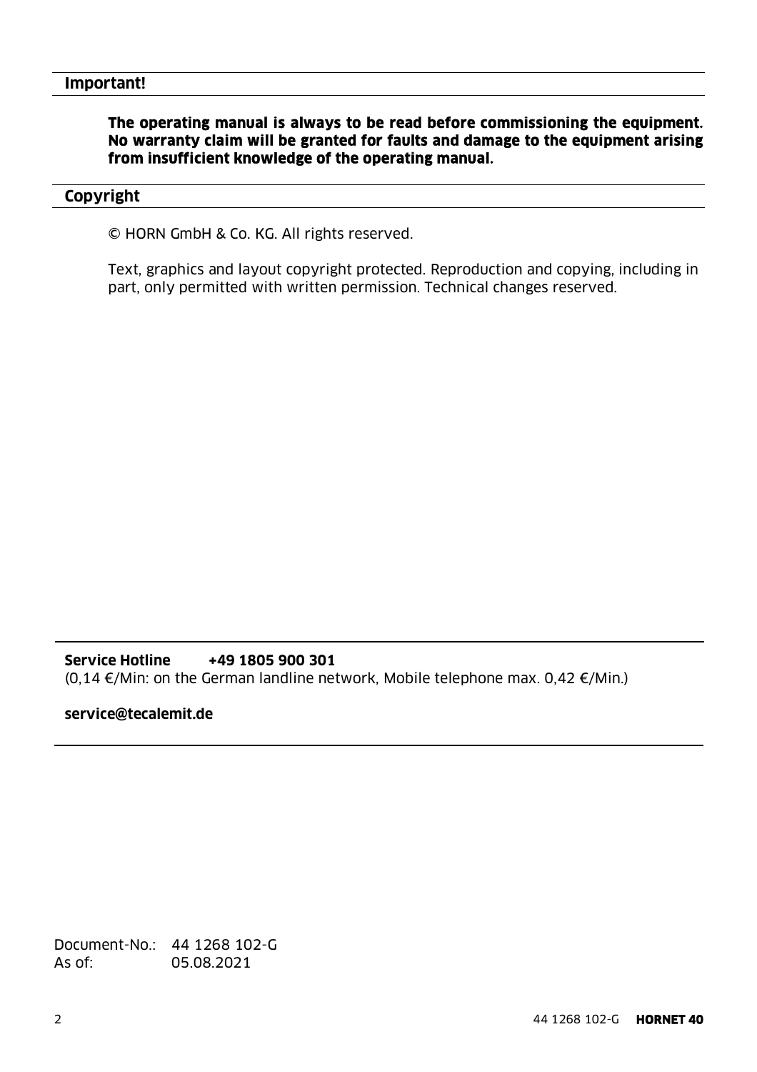## Important!

**The operating manual is always to be read before commissioning the equipment. No warranty claim will be granted for faults and damage to the equipment arising from insufficient knowledge of the operating manual.**

## Copyright

© HORN GmbH & Co. KG. All rights reserved.

Text, graphics and layout copyright protected. Reproduction and copying, including in part, only permitted with written permission. Technical changes reserved.

---

**Service Hotline      +49 1805 900 301**
(0,14 €/Min: on the German landline network, Mobile telephone max. 0,42 €/Min.)

**service@tecalemit.de**

---

Document-No.: 44 1268 102-G
As of: 05.08.2021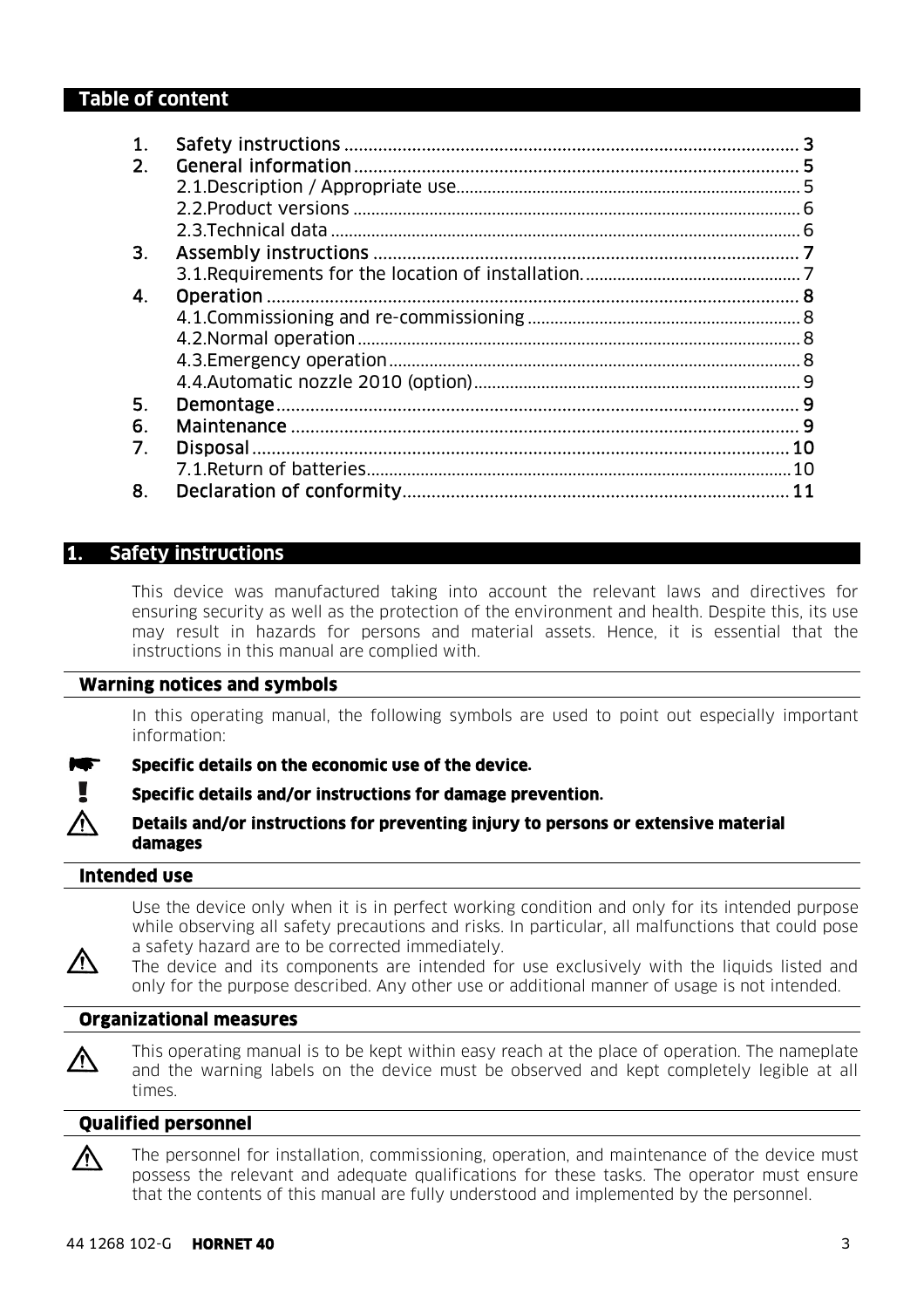## Table of content

1. Safety instructions ........................................................................................ 3
2. General information ...................................................................................... 5
   - 2.1.Description / Appropriate use........................................................................ 5
   - 2.2.Product versions ........................................................................................ 6
   - 2.3.Technical data ........................................................................................... 6
3. Assembly instructions ................................................................................... 7
   - 3.1.Requirements for the location of installation. ................................................ 7
4. Operation ...................................................................................................... 8
   - 4.1.Commissioning and re-commissioning ........................................................... 8
   - 4.2.Normal operation ........................................................................................ 8
   - 4.3.Emergency operation ................................................................................... 8
   - 4.4.Automatic nozzle 2010 (option) .................................................................... 9
5. Demontage .................................................................................................... 9
6. Maintenance .................................................................................................. 9
7. Disposal ....................................................................................................... 10
   - 7.1.Return of batteries...................................................................................... 10
8. Declaration of conformity ............................................................................... 11

## 1. Safety instructions

This device was manufactured taking into account the relevant laws and directives for ensuring security as well as the protection of the environment and health. Despite this, its use may result in hazards for persons and material assets. Hence, it is essential that the instructions in this manual are complied with.

### Warning notices and symbols

In this operating manual, the following symbols are used to point out especially important information:

☛ **Specific details on the economic use of the device.**

! **Specific details and/or instructions for damage prevention.**

⚠ **Details and/or instructions for preventing injury to persons or extensive material damages**

### Intended use

⚠ Use the device only when it is in perfect working condition and only for its intended purpose while observing all safety precautions and risks. In particular, all malfunctions that could pose a safety hazard are to be corrected immediately.
The device and its components are intended for use exclusively with the liquids listed and only for the purpose described. Any other use or additional manner of usage is not intended.

### Organizational measures

⚠ This operating manual is to be kept within easy reach at the place of operation. The nameplate and the warning labels on the device must be observed and kept completely legible at all times.

### Qualified personnel

⚠ The personnel for installation, commissioning, operation, and maintenance of the device must possess the relevant and adequate qualifications for these tasks. The operator must ensure that the contents of this manual are fully understood and implemented by the personnel.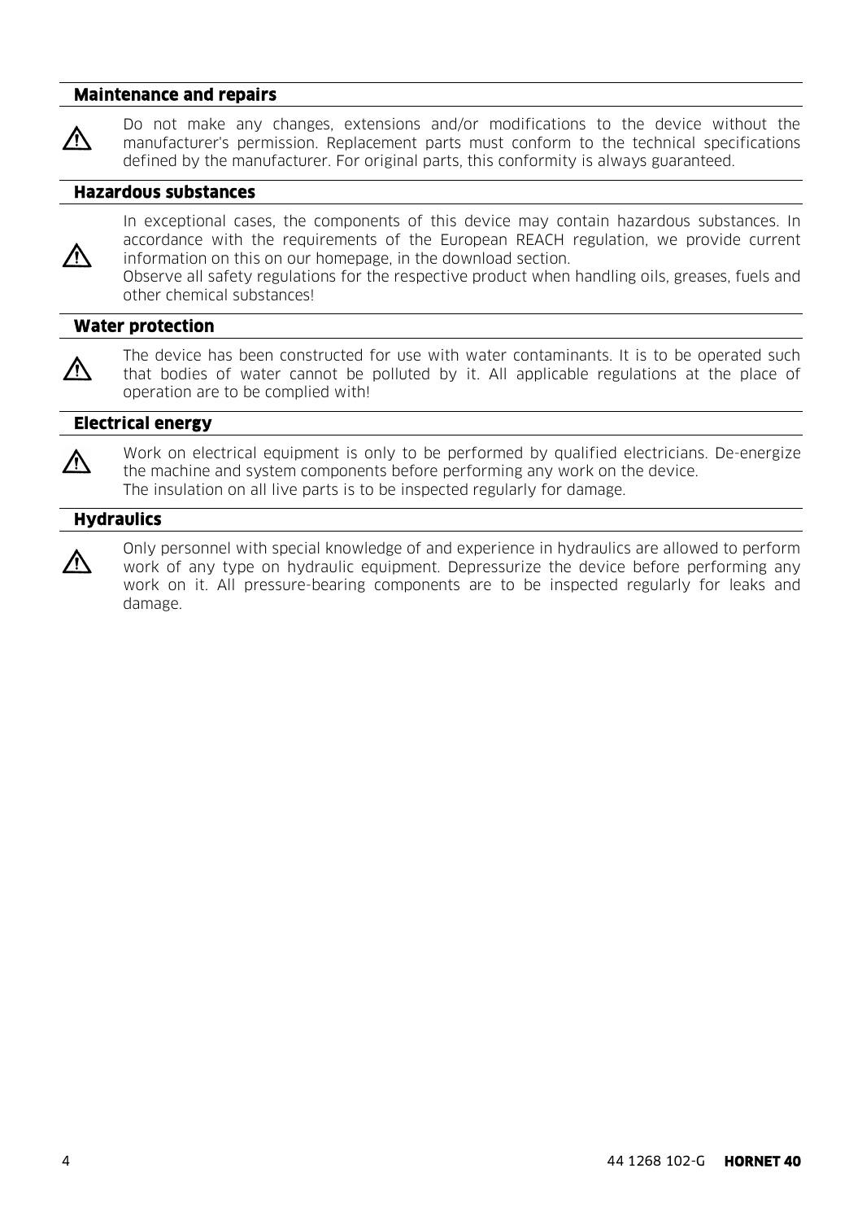## Maintenance and repairs

⚠ Do not make any changes, extensions and/or modifications to the device without the manufacturer's permission. Replacement parts must conform to the technical specifications defined by the manufacturer. For original parts, this conformity is always guaranteed.

## Hazardous substances

⚠ In exceptional cases, the components of this device may contain hazardous substances. In accordance with the requirements of the European REACH regulation, we provide current information on this on our homepage, in the download section.
Observe all safety regulations for the respective product when handling oils, greases, fuels and other chemical substances!

## Water protection

⚠ The device has been constructed for use with water contaminants. It is to be operated such that bodies of water cannot be polluted by it. All applicable regulations at the place of operation are to be complied with!

## Electrical energy

⚠ Work on electrical equipment is only to be performed by qualified electricians. De-energize the machine and system components before performing any work on the device.
The insulation on all live parts is to be inspected regularly for damage.

## Hydraulics

⚠ Only personnel with special knowledge of and experience in hydraulics are allowed to perform work of any type on hydraulic equipment. Depressurize the device before performing any work on it. All pressure-bearing components are to be inspected regularly for leaks and damage.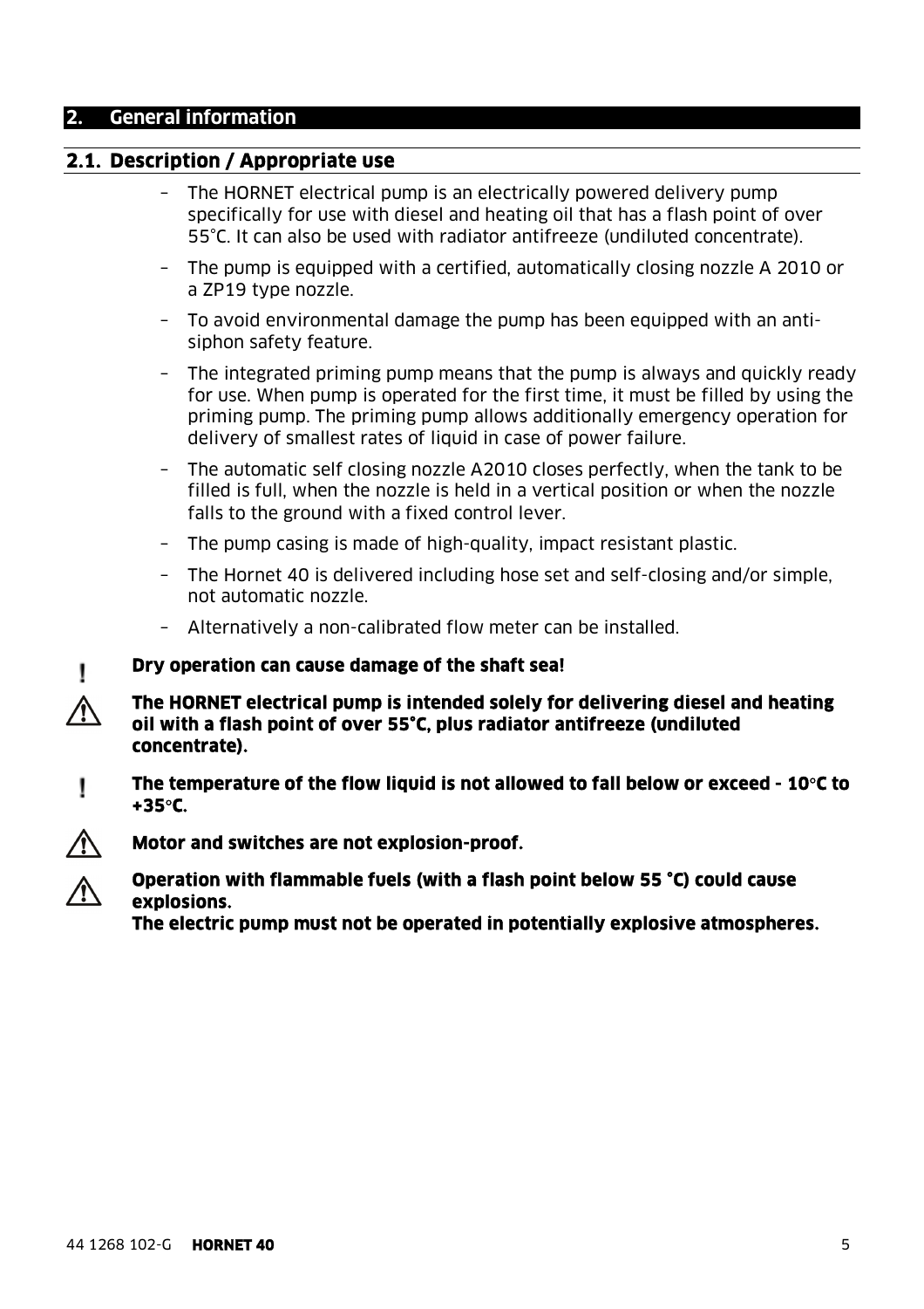# 2. General information

## 2.1. Description / Appropriate use

- The HORNET electrical pump is an electrically powered delivery pump specifically for use with diesel and heating oil that has a flash point of over 55°C. It can also be used with radiator antifreeze (undiluted concentrate).
- The pump is equipped with a certified, automatically closing nozzle A 2010 or a ZP19 type nozzle.
- To avoid environmental damage the pump has been equipped with an anti-siphon safety feature.
- The integrated priming pump means that the pump is always and quickly ready for use. When pump is operated for the first time, it must be filled by using the priming pump. The priming pump allows additionally emergency operation for delivery of smallest rates of liquid in case of power failure.
- The automatic self closing nozzle A2010 closes perfectly, when the tank to be filled is full, when the nozzle is held in a vertical position or when the nozzle falls to the ground with a fixed control lever.
- The pump casing is made of high-quality, impact resistant plastic.
- The Hornet 40 is delivered including hose set and self-closing and/or simple, not automatic nozzle.
- Alternatively a non-calibrated flow meter can be installed.

! **Dry operation can cause damage of the shaft sea!**

⚠ **The HORNET electrical pump is intended solely for delivering diesel and heating oil with a flash point of over 55°C, plus radiator antifreeze (undiluted concentrate).**

! **The temperature of the flow liquid is not allowed to fall below or exceed - 10°C to +35°C.**

⚠ **Motor and switches are not explosion-proof.**

⚠ **Operation with flammable fuels (with a flash point below 55 °C) could cause explosions.**
**The electric pump must not be operated in potentially explosive atmospheres.**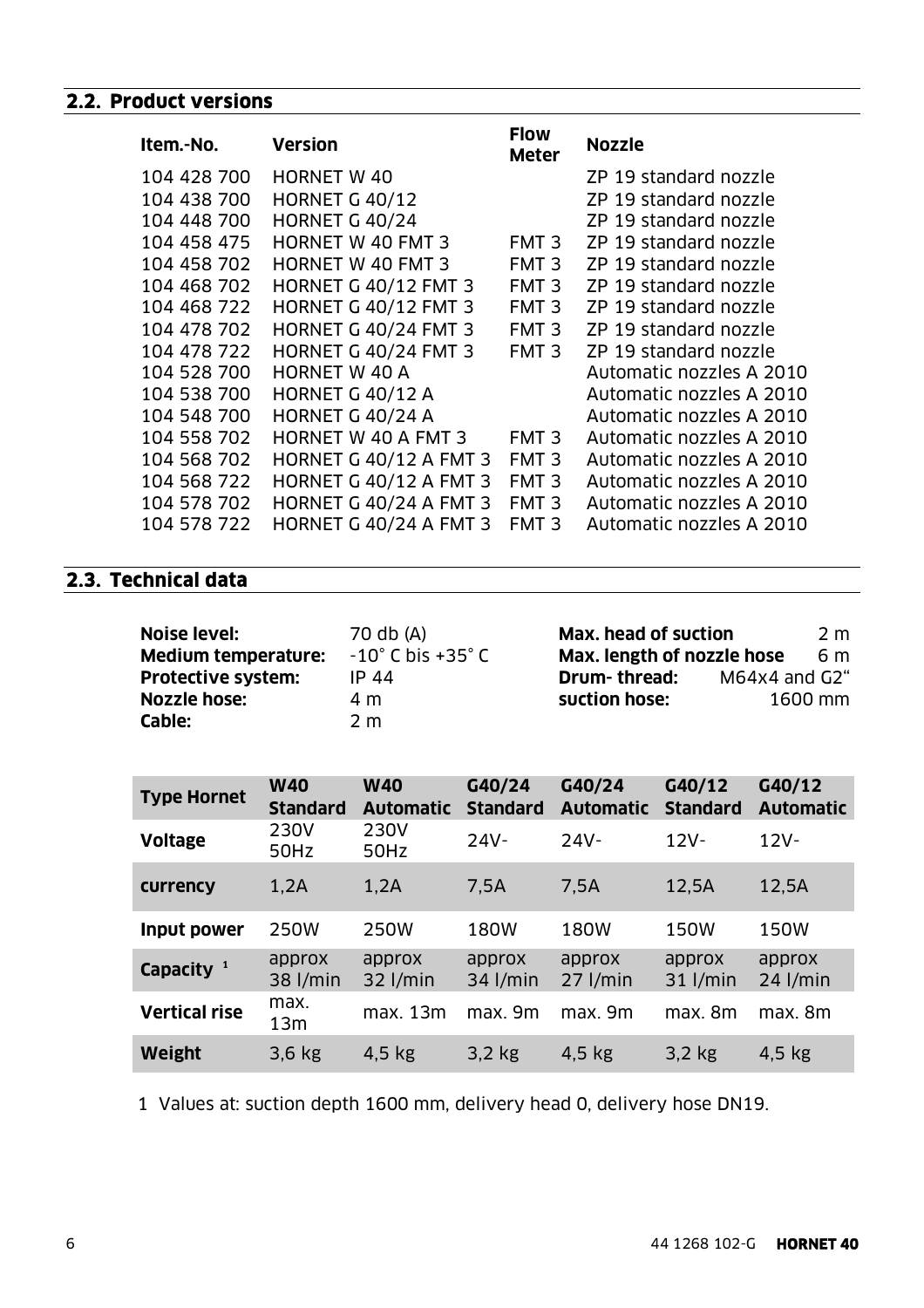## 2.2. Product versions

| Item.-No. | Version | Flow Meter | Nozzle |
|---|---|---|---|
| 104 428 700 | HORNET W 40 | | ZP 19 standard nozzle |
| 104 438 700 | HORNET G 40/12 | | ZP 19 standard nozzle |
| 104 448 700 | HORNET G 40/24 | | ZP 19 standard nozzle |
| 104 458 475 | HORNET W 40 FMT 3 | FMT 3 | ZP 19 standard nozzle |
| 104 458 702 | HORNET W 40 FMT 3 | FMT 3 | ZP 19 standard nozzle |
| 104 468 702 | HORNET G 40/12 FMT 3 | FMT 3 | ZP 19 standard nozzle |
| 104 468 722 | HORNET G 40/12 FMT 3 | FMT 3 | ZP 19 standard nozzle |
| 104 478 702 | HORNET G 40/24 FMT 3 | FMT 3 | ZP 19 standard nozzle |
| 104 478 722 | HORNET G 40/24 FMT 3 | FMT 3 | ZP 19 standard nozzle |
| 104 528 700 | HORNET W 40 A | | Automatic nozzles A 2010 |
| 104 538 700 | HORNET G 40/12 A | | Automatic nozzles A 2010 |
| 104 548 700 | HORNET G 40/24 A | | Automatic nozzles A 2010 |
| 104 558 702 | HORNET W 40 A FMT 3 | FMT 3 | Automatic nozzles A 2010 |
| 104 568 702 | HORNET G 40/12 A FMT 3 | FMT 3 | Automatic nozzles A 2010 |
| 104 568 722 | HORNET G 40/12 A FMT 3 | FMT 3 | Automatic nozzles A 2010 |
| 104 578 702 | HORNET G 40/24 A FMT 3 | FMT 3 | Automatic nozzles A 2010 |
| 104 578 722 | HORNET G 40/24 A FMT 3 | FMT 3 | Automatic nozzles A 2010 |

## 2.3. Technical data

**Noise level:** 70 db (A)
**Medium temperature:** -10° C bis +35° C
**Protective system:** IP 44
**Nozzle hose:** 4 m
**Cable:** 2 m

**Max. head of suction** 2 m
**Max. length of nozzle hose** 6 m
**Drum- thread:** M64x4 and G2“
**suction hose:** 1600 mm

| Type Hornet | W40 Standard | W40 Automatic | G40/24 Standard | G40/24 Automatic | G40/12 Standard | G40/12 Automatic |
|---|---|---|---|---|---|---|
| **Voltage** | 230V 50Hz | 230V 50Hz | 24V- | 24V- | 12V- | 12V- |
| **currency** | 1,2A | 1,2A | 7,5A | 7,5A | 12,5A | 12,5A |
| **Input power** | 250W | 250W | 180W | 180W | 150W | 150W |
| **Capacity** [1] | approx 38 l/min | approx 32 l/min | approx 34 l/min | approx 27 l/min | approx 31 l/min | approx 24 l/min |
| **Vertical rise** | max. 13m | max. 13m | max. 9m | max. 9m | max. 8m | max. 8m |
| **Weight** | 3,6 kg | 4,5 kg | 3,2 kg | 4,5 kg | 3,2 kg | 4,5 kg |

1 Values at: suction depth 1600 mm, delivery head 0, delivery hose DN19.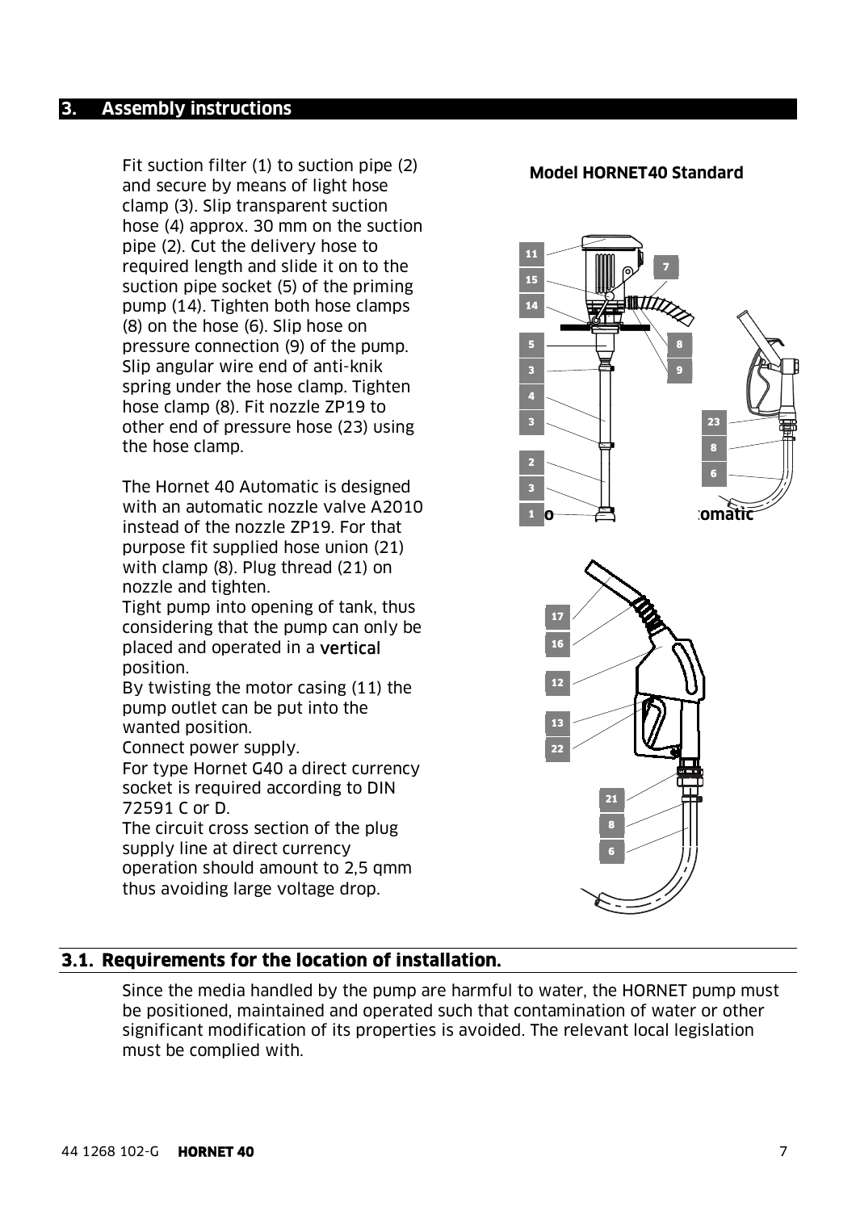## 3. Assembly instructions

Fit suction filter (1) to suction pipe (2) and secure by means of light hose clamp (3). Slip transparent suction hose (4) approx. 30 mm on the suction pipe (2). Cut the delivery hose to required length and slide it on to the suction pipe socket (5) of the priming pump (14). Tighten both hose clamps (8) on the hose (6). Slip hose on pressure connection (9) of the pump. Slip angular wire end of anti-knik spring under the hose clamp. Tighten hose clamp (8). Fit nozzle ZP19 to other end of pressure hose (23) using the hose clamp.

The Hornet 40 Automatic is designed with an automatic nozzle valve A2010 instead of the nozzle ZP19. For that purpose fit supplied hose union (21) with clamp (8). Plug thread (21) on nozzle and tighten.
Tight pump into opening of tank, thus considering that the pump can only be placed and operated in a vertical position.
By twisting the motor casing (11) the pump outlet can be put into the wanted position.
Connect power supply.
For type Hornet G40 a direct currency socket is required according to DIN 72591 C or D.
The circuit cross section of the plug supply line at direct currency operation should amount to 2,5 qmm thus avoiding large voltage drop.

**Model HORNET40 Standard**

## 3.1. Requirements for the location of installation.

Since the media handled by the pump are harmful to water, the HORNET pump must be positioned, maintained and operated such that contamination of water or other significant modification of its properties is avoided. The relevant local legislation must be complied with.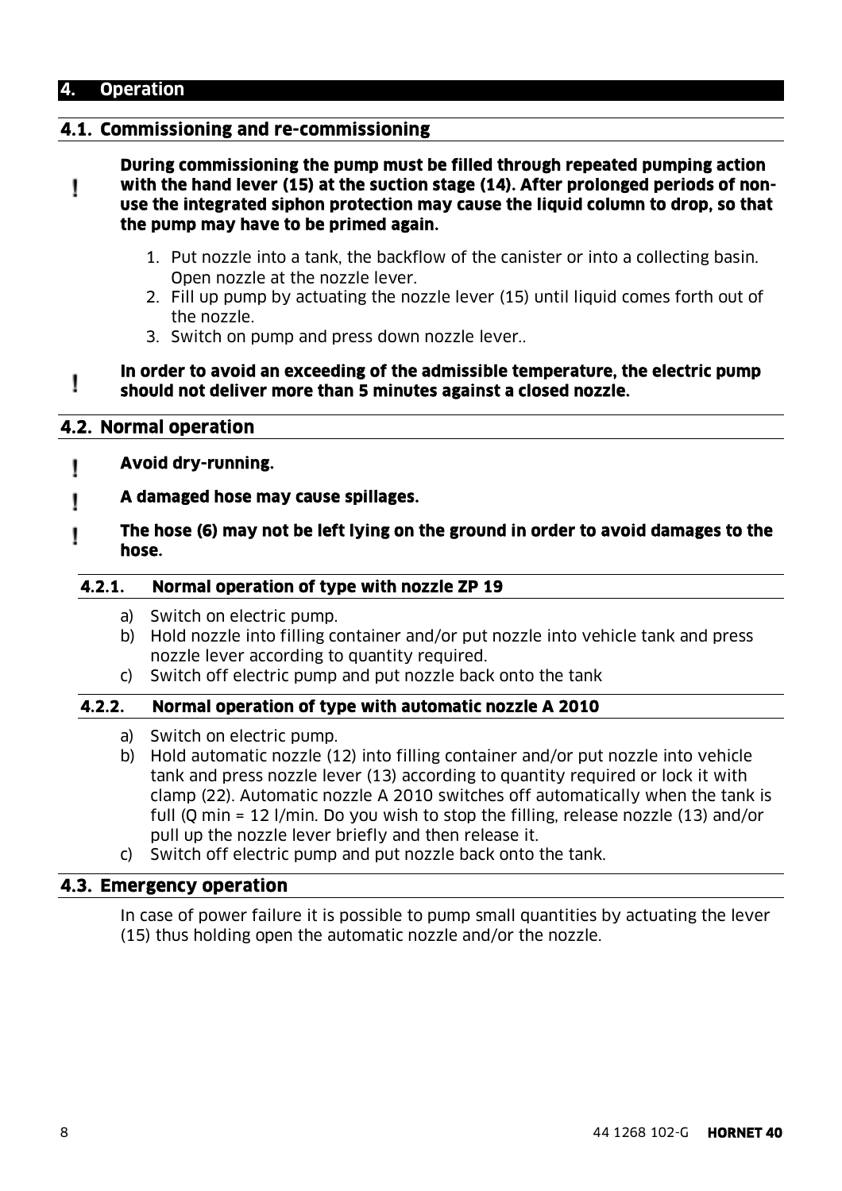# 4. Operation

## 4.1. Commissioning and re-commissioning

! **During commissioning the pump must be filled through repeated pumping action with the hand lever (15) at the suction stage (14). After prolonged periods of non-use the integrated siphon protection may cause the liquid column to drop, so that the pump may have to be primed again.**

1. Put nozzle into a tank, the backflow of the canister or into a collecting basin. Open nozzle at the nozzle lever.
2. Fill up pump by actuating the nozzle lever (15) until liquid comes forth out of the nozzle.
3. Switch on pump and press down nozzle lever..

! **In order to avoid an exceeding of the admissible temperature, the electric pump should not deliver more than 5 minutes against a closed nozzle.**

## 4.2. Normal operation

! **Avoid dry-running.**

! **A damaged hose may cause spillages.**

! **The hose (6) may not be left lying on the ground in order to avoid damages to the hose.**

### 4.2.1. Normal operation of type with nozzle ZP 19

a) Switch on electric pump.
b) Hold nozzle into filling container and/or put nozzle into vehicle tank and press nozzle lever according to quantity required.
c) Switch off electric pump and put nozzle back onto the tank

### 4.2.2. Normal operation of type with automatic nozzle A 2010

a) Switch on electric pump.
b) Hold automatic nozzle (12) into filling container and/or put nozzle into vehicle tank and press nozzle lever (13) according to quantity required or lock it with clamp (22). Automatic nozzle A 2010 switches off automatically when the tank is full (Q min = 12 l/min. Do you wish to stop the filling, release nozzle (13) and/or pull up the nozzle lever briefly and then release it.
c) Switch off electric pump and put nozzle back onto the tank.

## 4.3. Emergency operation

In case of power failure it is possible to pump small quantities by actuating the lever (15) thus holding open the automatic nozzle and/or the nozzle.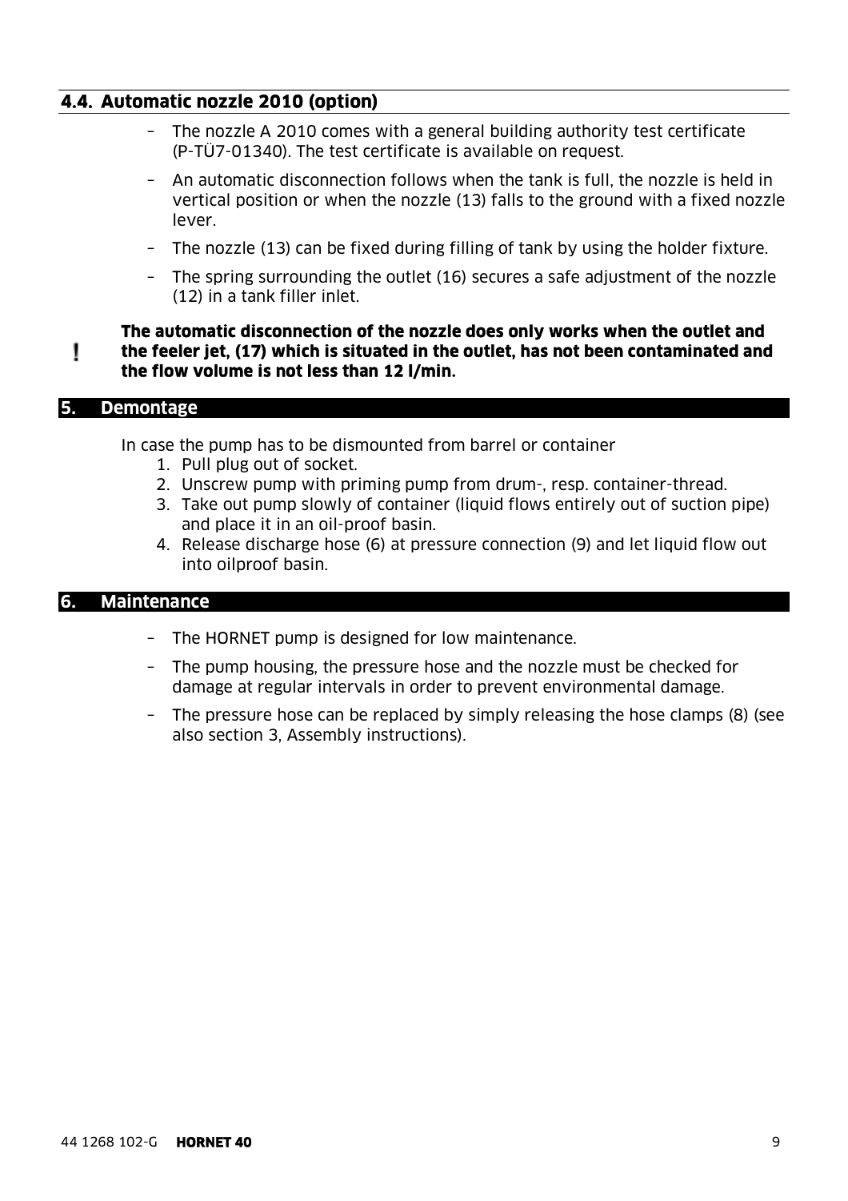## 4.4. Automatic nozzle 2010 (option)

- The nozzle A 2010 comes with a general building authority test certificate (P-TÜ7-01340). The test certificate is available on request.
- An automatic disconnection follows when the tank is full, the nozzle is held in vertical position or when the nozzle (13) falls to the ground with a fixed nozzle lever.
- The nozzle (13) can be fixed during filling of tank by using the holder fixture.
- The spring surrounding the outlet (16) secures a safe adjustment of the nozzle (12) in a tank filler inlet.

! **The automatic disconnection of the nozzle does only works when the outlet and the feeler jet, (17) which is situated in the outlet, has not been contaminated and the flow volume is not less than 12 l/min.**

# 5. Demontage

In case the pump has to be dismounted from barrel or container

1. Pull plug out of socket.
2. Unscrew pump with priming pump from drum-, resp. container-thread.
3. Take out pump slowly of container (liquid flows entirely out of suction pipe) and place it in an oil-proof basin.
4. Release discharge hose (6) at pressure connection (9) and let liquid flow out into oilproof basin.

# 6. Maintenance

- The HORNET pump is designed for low maintenance.
- The pump housing, the pressure hose and the nozzle must be checked for damage at regular intervals in order to prevent environmental damage.
- The pressure hose can be replaced by simply releasing the hose clamps (8) (see also section 3, Assembly instructions).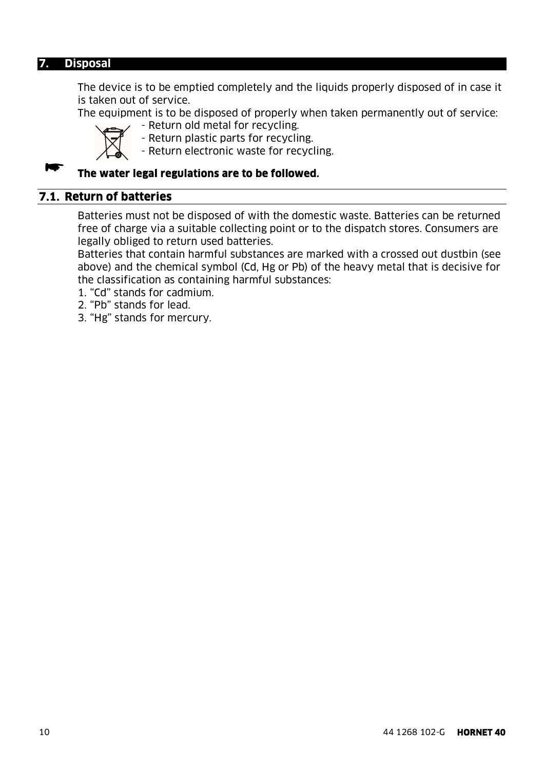## 7. Disposal

The device is to be emptied completely and the liquids properly disposed of in case it is taken out of service.

The equipment is to be disposed of properly when taken permanently out of service:

- Return old metal for recycling.
- Return plastic parts for recycling.
- Return electronic waste for recycling.

☛ **The water legal regulations are to be followed.**

### 7.1. Return of batteries

Batteries must not be disposed of with the domestic waste. Batteries can be returned free of charge via a suitable collecting point or to the dispatch stores. Consumers are legally obliged to return used batteries.

Batteries that contain harmful substances are marked with a crossed out dustbin (see above) and the chemical symbol (Cd, Hg or Pb) of the heavy metal that is decisive for the classification as containing harmful substances:

1. “Cd” stands for cadmium.
2. “Pb” stands for lead.
3. “Hg” stands for mercury.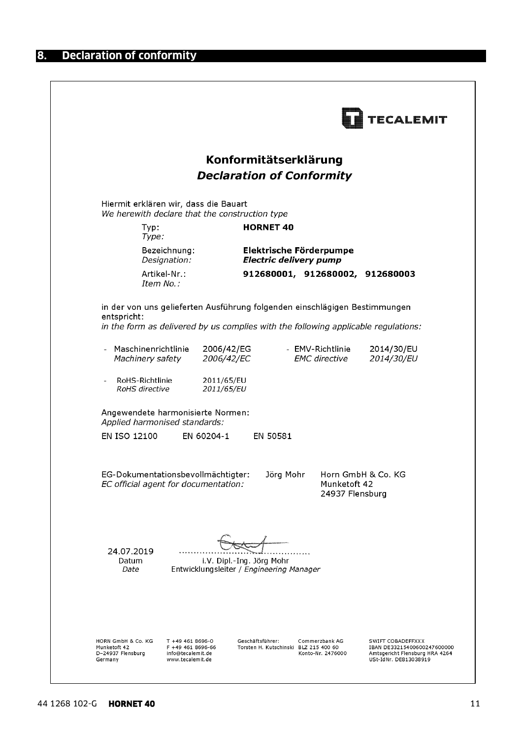## 8. Declaration of conformity

TECALEMIT

# Konformitätserklärung
# *Declaration of Conformity*

Hiermit erklären wir, dass die Bauart
*We herewith declare that the construction type*

| | |
|---|---|
| Typ:<br>*Type:* | **HORNET 40** |
| Bezeichnung:<br>*Designation:* | **Elektrische Förderpumpe**<br>***Electric delivery pump*** |
| Artikel-Nr.:<br>*Item No.:* | **912680001, 912680002, 912680003** |

in der von uns gelieferten Ausführung folgenden einschlägigen Bestimmungen entspricht:
*in the form as delivered by us complies with the following applicable regulations:*

- Maschinenrichtlinie 2006/42/EG
  *Machinery safety 2006/42/EC*
- EMV-Richtlinie 2014/30/EU
  *EMC directive 2014/30/EU*
- RoHS-Richtlinie 2011/65/EU
  *RoHS directive 2011/65/EU*

Angewendete harmonisierte Normen:
*Applied harmonised standards:*

EN ISO 12100   EN 60204-1   EN 50581

EG-Dokumentationsbevollmächtigter: Jörg Mohr
*EC official agent for documentation:*
Horn GmbH & Co. KG
Munketoft 42
24937 Flensburg

24.07.2019
Datum
*Date*

i.V. Dipl.-Ing. Jörg Mohr
Entwicklungsleiter / *Engineering Manager*

HORN GmbH & Co. KG
Munketoft 42
D-24937 Flensburg
Germany

T +49 461 8696-0
F +49 461 8696-66
info@tecalemit.de
www.tecalemit.de

Geschäftsführer:
Torsten H. Kutschinski

Commerzbank AG
BLZ 215 400 60
Konto-Nr. 2476000

SWIFT COBADEFFXXX
IBAN DE33215400600247600000
Amtsgericht Flensburg HRA 4264
USt-IdNr. DE813038919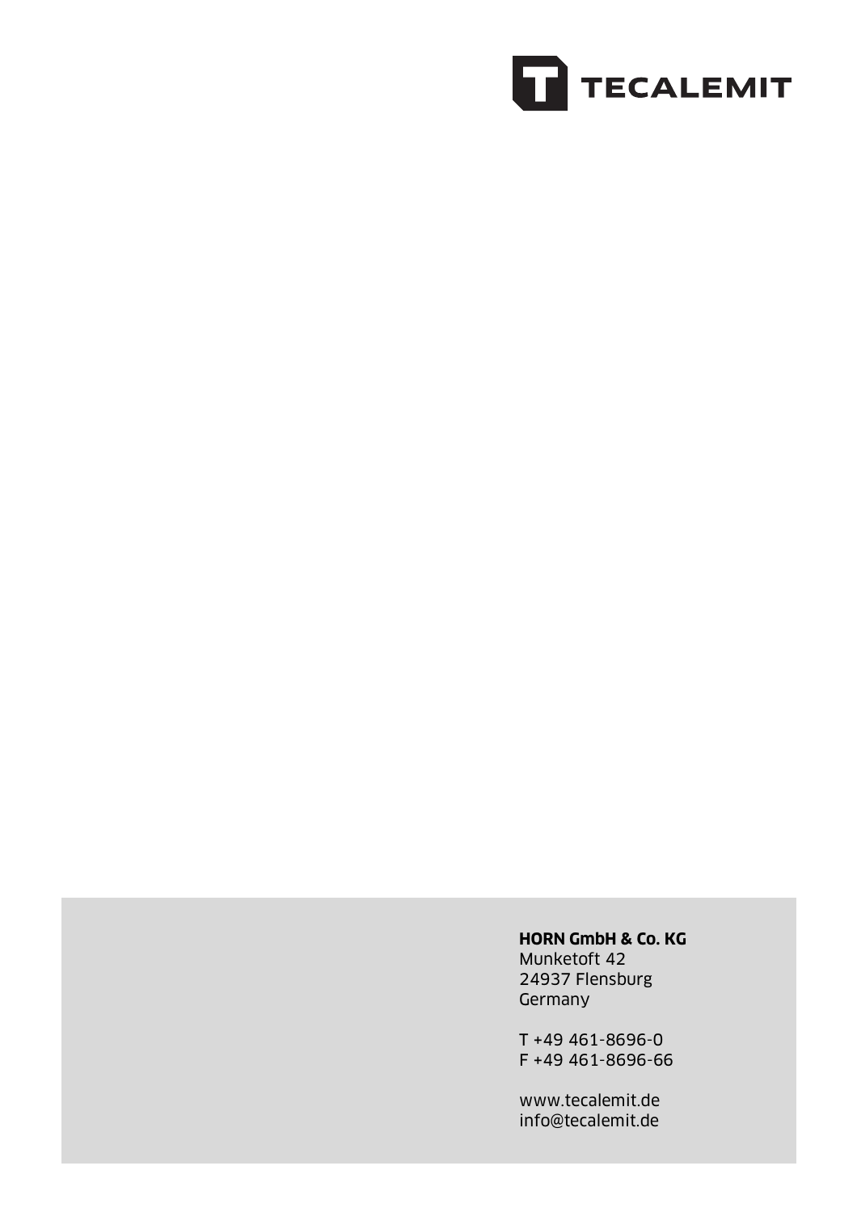TECALEMIT

**HORN GmbH & Co. KG**
Munketoft 42
24937 Flensburg
Germany

T +49 461-8696-0
F +49 461-8696-66

www.tecalemit.de
info@tecalemit.de